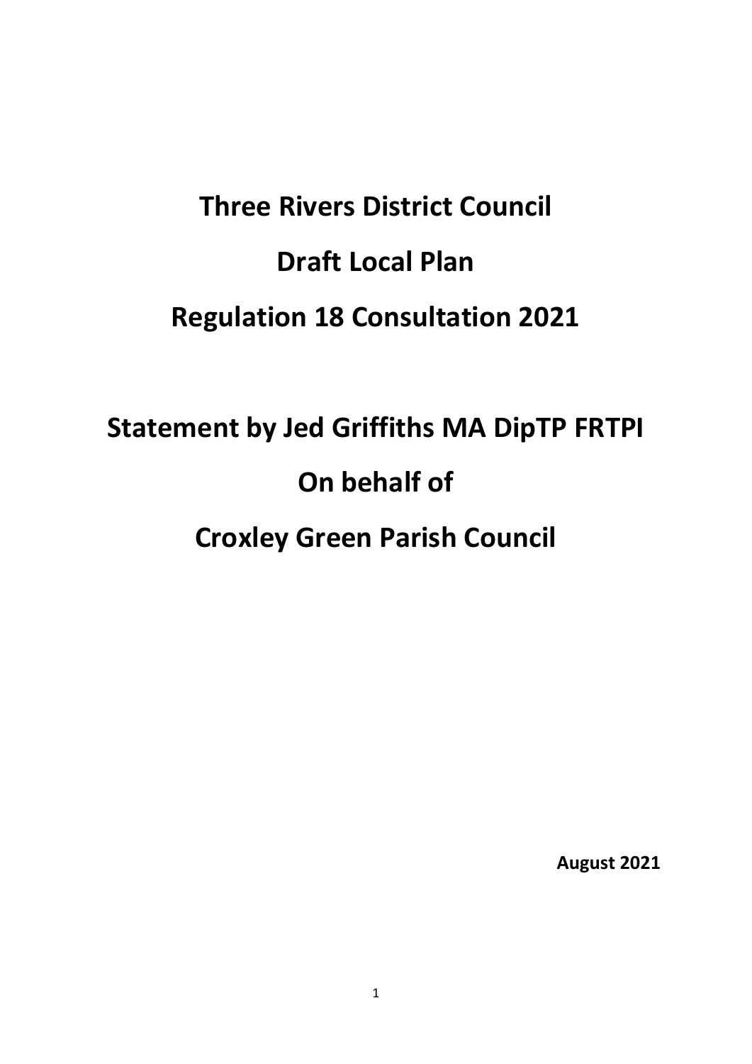# Three Rivers District Council

# Draft Local Plan

# Regulation 18 Consultation 2021

# Statement by Jed Griffiths MA DipTP FRTPI

# On behalf of

# Croxley Green Parish Council

**August 2021**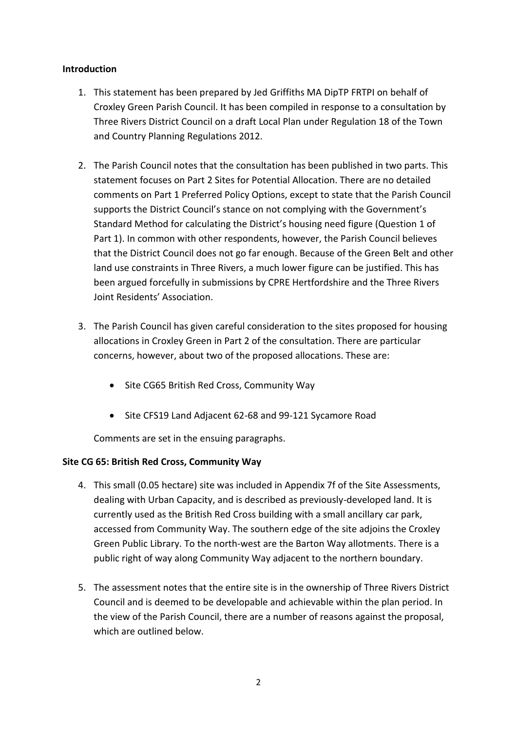**Introduction**

1. This statement has been prepared by Jed Griffiths MA DipTP FRTPI on behalf of Croxley Green Parish Council. It has been compiled in response to a consultation by Three Rivers District Council on a draft Local Plan under Regulation 18 of the Town and Country Planning Regulations 2012.

2. The Parish Council notes that the consultation has been published in two parts. This statement focuses on Part 2 Sites for Potential Allocation. There are no detailed comments on Part 1 Preferred Policy Options, except to state that the Parish Council supports the District Council's stance on not complying with the Government's Standard Method for calculating the District's housing need figure (Question 1 of Part 1). In common with other respondents, however, the Parish Council believes that the District Council does not go far enough. Because of the Green Belt and other land use constraints in Three Rivers, a much lower figure can be justified. This has been argued forcefully in submissions by CPRE Hertfordshire and the Three Rivers Joint Residents' Association.

3. The Parish Council has given careful consideration to the sites proposed for housing allocations in Croxley Green in Part 2 of the consultation. There are particular concerns, however, about two of the proposed allocations. These are:

   - Site CG65 British Red Cross, Community Way

   - Site CFS19 Land Adjacent 62-68 and 99-121 Sycamore Road

   Comments are set in the ensuing paragraphs.

**Site CG 65: British Red Cross, Community Way**

4. This small (0.05 hectare) site was included in Appendix 7f of the Site Assessments, dealing with Urban Capacity, and is described as previously-developed land. It is currently used as the British Red Cross building with a small ancillary car park, accessed from Community Way. The southern edge of the site adjoins the Croxley Green Public Library. To the north-west are the Barton Way allotments. There is a public right of way along Community Way adjacent to the northern boundary.

5. The assessment notes that the entire site is in the ownership of Three Rivers District Council and is deemed to be developable and achievable within the plan period. In the view of the Parish Council, there are a number of reasons against the proposal, which are outlined below.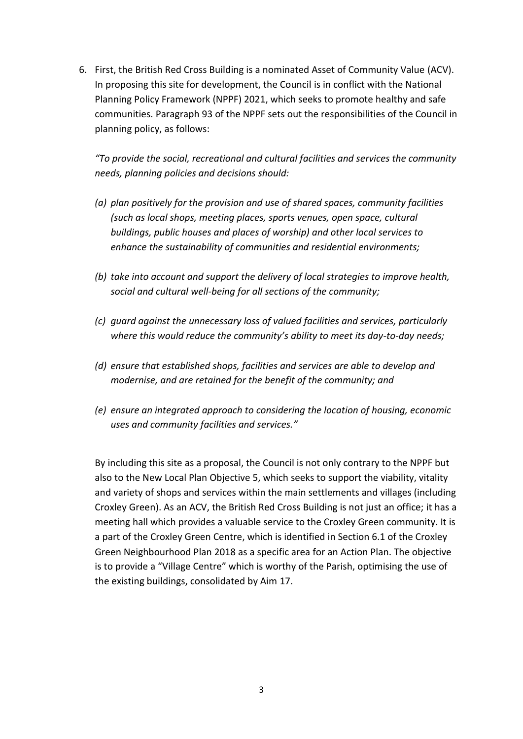6. First, the British Red Cross Building is a nominated Asset of Community Value (ACV). In proposing this site for development, the Council is in conflict with the National Planning Policy Framework (NPPF) 2021, which seeks to promote healthy and safe communities. Paragraph 93 of the NPPF sets out the responsibilities of the Council in planning policy, as follows:

   *"To provide the social, recreational and cultural facilities and services the community needs, planning policies and decisions should:*

   *(a) plan positively for the provision and use of shared spaces, community facilities (such as local shops, meeting places, sports venues, open space, cultural buildings, public houses and places of worship) and other local services to enhance the sustainability of communities and residential environments;*

   *(b) take into account and support the delivery of local strategies to improve health, social and cultural well-being for all sections of the community;*

   *(c) guard against the unnecessary loss of valued facilities and services, particularly where this would reduce the community's ability to meet its day-to-day needs;*

   *(d) ensure that established shops, facilities and services are able to develop and modernise, and are retained for the benefit of the community; and*

   *(e) ensure an integrated approach to considering the location of housing, economic uses and community facilities and services."*

   By including this site as a proposal, the Council is not only contrary to the NPPF but also to the New Local Plan Objective 5, which seeks to support the viability, vitality and variety of shops and services within the main settlements and villages (including Croxley Green). As an ACV, the British Red Cross Building is not just an office; it has a meeting hall which provides a valuable service to the Croxley Green community. It is a part of the Croxley Green Centre, which is identified in Section 6.1 of the Croxley Green Neighbourhood Plan 2018 as a specific area for an Action Plan. The objective is to provide a "Village Centre" which is worthy of the Parish, optimising the use of the existing buildings, consolidated by Aim 17.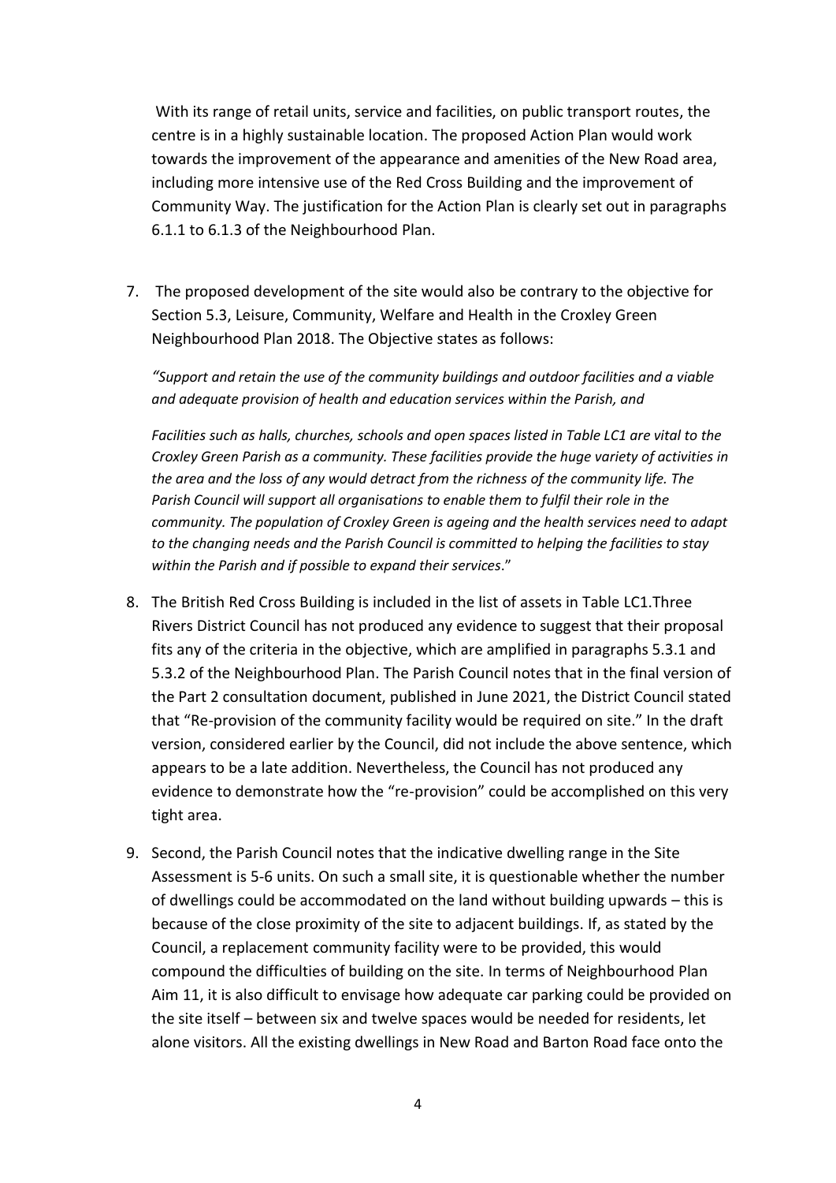With its range of retail units, service and facilities, on public transport routes, the centre is in a highly sustainable location. The proposed Action Plan would work towards the improvement of the appearance and amenities of the New Road area, including more intensive use of the Red Cross Building and the improvement of Community Way. The justification for the Action Plan is clearly set out in paragraphs 6.1.1 to 6.1.3 of the Neighbourhood Plan.

7. The proposed development of the site would also be contrary to the objective for Section 5.3, Leisure, Community, Welfare and Health in the Croxley Green Neighbourhood Plan 2018. The Objective states as follows:

   *"Support and retain the use of the community buildings and outdoor facilities and a viable and adequate provision of health and education services within the Parish, and*

   *Facilities such as halls, churches, schools and open spaces listed in Table LC1 are vital to the Croxley Green Parish as a community. These facilities provide the huge variety of activities in the area and the loss of any would detract from the richness of the community life. The Parish Council will support all organisations to enable them to fulfil their role in the community. The population of Croxley Green is ageing and the health services need to adapt to the changing needs and the Parish Council is committed to helping the facilities to stay within the Parish and if possible to expand their services*."

8. The British Red Cross Building is included in the list of assets in Table LC1.Three Rivers District Council has not produced any evidence to suggest that their proposal fits any of the criteria in the objective, which are amplified in paragraphs 5.3.1 and 5.3.2 of the Neighbourhood Plan. The Parish Council notes that in the final version of the Part 2 consultation document, published in June 2021, the District Council stated that "Re-provision of the community facility would be required on site." In the draft version, considered earlier by the Council, did not include the above sentence, which appears to be a late addition. Nevertheless, the Council has not produced any evidence to demonstrate how the "re-provision" could be accomplished on this very tight area.

9. Second, the Parish Council notes that the indicative dwelling range in the Site Assessment is 5-6 units. On such a small site, it is questionable whether the number of dwellings could be accommodated on the land without building upwards – this is because of the close proximity of the site to adjacent buildings. If, as stated by the Council, a replacement community facility were to be provided, this would compound the difficulties of building on the site. In terms of Neighbourhood Plan Aim 11, it is also difficult to envisage how adequate car parking could be provided on the site itself – between six and twelve spaces would be needed for residents, let alone visitors. All the existing dwellings in New Road and Barton Road face onto the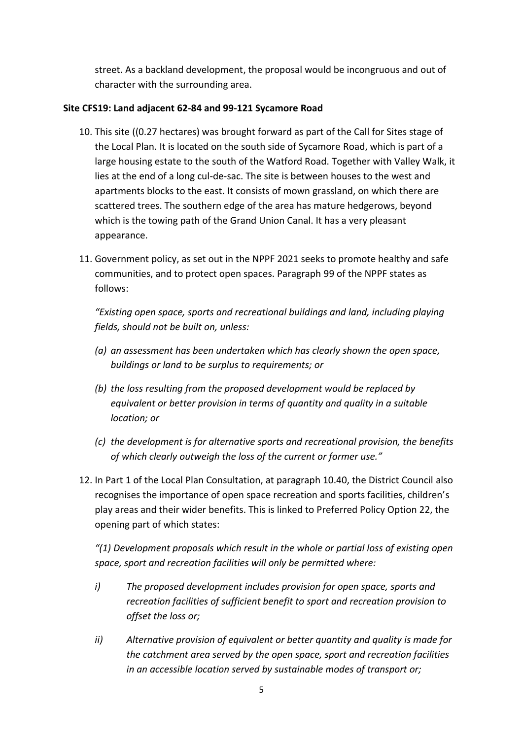street. As a backland development, the proposal would be incongruous and out of character with the surrounding area.

**Site CFS19: Land adjacent 62-84 and 99-121 Sycamore Road**

10. This site ((0.27 hectares) was brought forward as part of the Call for Sites stage of the Local Plan. It is located on the south side of Sycamore Road, which is part of a large housing estate to the south of the Watford Road. Together with Valley Walk, it lies at the end of a long cul-de-sac. The site is between houses to the west and apartments blocks to the east. It consists of mown grassland, on which there are scattered trees. The southern edge of the area has mature hedgerows, beyond which is the towing path of the Grand Union Canal. It has a very pleasant appearance.

11. Government policy, as set out in the NPPF 2021 seeks to promote healthy and safe communities, and to protect open spaces. Paragraph 99 of the NPPF states as follows:

    *"Existing open space, sports and recreational buildings and land, including playing fields, should not be built on, unless:*

    *(a) an assessment has been undertaken which has clearly shown the open space, buildings or land to be surplus to requirements; or*

    *(b) the loss resulting from the proposed development would be replaced by equivalent or better provision in terms of quantity and quality in a suitable location; or*

    *(c) the development is for alternative sports and recreational provision, the benefits of which clearly outweigh the loss of the current or former use."*

12. In Part 1 of the Local Plan Consultation, at paragraph 10.40, the District Council also recognises the importance of open space recreation and sports facilities, children's play areas and their wider benefits. This is linked to Preferred Policy Option 22, the opening part of which states:

    *"(1) Development proposals which result in the whole or partial loss of existing open space, sport and recreation facilities will only be permitted where:*

    *i) The proposed development includes provision for open space, sports and recreation facilities of sufficient benefit to sport and recreation provision to offset the loss or;*

    *ii) Alternative provision of equivalent or better quantity and quality is made for the catchment area served by the open space, sport and recreation facilities in an accessible location served by sustainable modes of transport or;*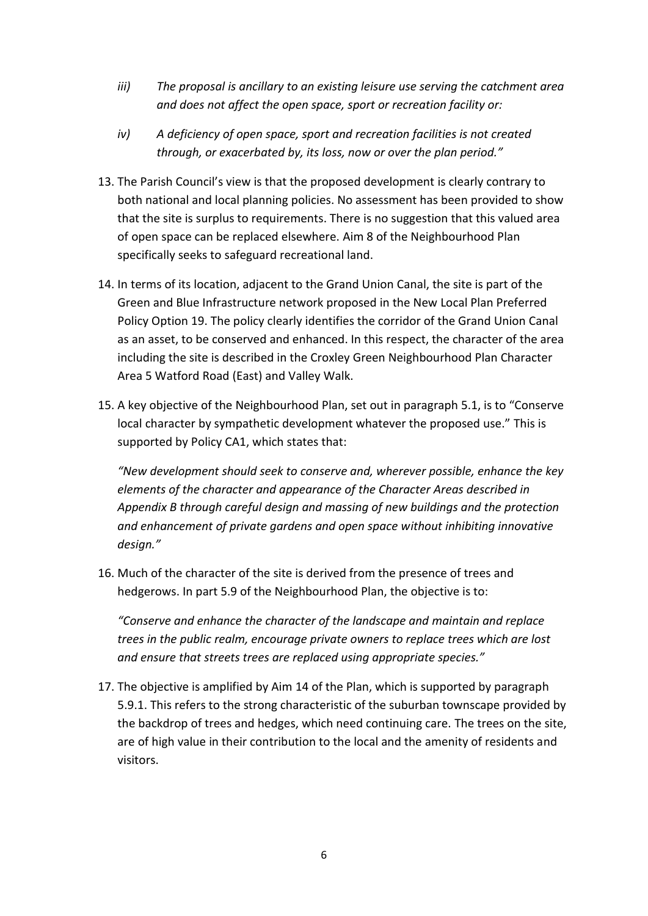*iii) The proposal is ancillary to an existing leisure use serving the catchment area and does not affect the open space, sport or recreation facility or:*

*iv) A deficiency of open space, sport and recreation facilities is not created through, or exacerbated by, its loss, now or over the plan period."*

13. The Parish Council's view is that the proposed development is clearly contrary to both national and local planning policies. No assessment has been provided to show that the site is surplus to requirements. There is no suggestion that this valued area of open space can be replaced elsewhere. Aim 8 of the Neighbourhood Plan specifically seeks to safeguard recreational land.

14. In terms of its location, adjacent to the Grand Union Canal, the site is part of the Green and Blue Infrastructure network proposed in the New Local Plan Preferred Policy Option 19. The policy clearly identifies the corridor of the Grand Union Canal as an asset, to be conserved and enhanced. In this respect, the character of the area including the site is described in the Croxley Green Neighbourhood Plan Character Area 5 Watford Road (East) and Valley Walk.

15. A key objective of the Neighbourhood Plan, set out in paragraph 5.1, is to "Conserve local character by sympathetic development whatever the proposed use." This is supported by Policy CA1, which states that:

    *"New development should seek to conserve and, wherever possible, enhance the key elements of the character and appearance of the Character Areas described in Appendix B through careful design and massing of new buildings and the protection and enhancement of private gardens and open space without inhibiting innovative design."*

16. Much of the character of the site is derived from the presence of trees and hedgerows. In part 5.9 of the Neighbourhood Plan, the objective is to:

    *"Conserve and enhance the character of the landscape and maintain and replace trees in the public realm, encourage private owners to replace trees which are lost and ensure that streets trees are replaced using appropriate species."*

17. The objective is amplified by Aim 14 of the Plan, which is supported by paragraph 5.9.1. This refers to the strong characteristic of the suburban townscape provided by the backdrop of trees and hedges, which need continuing care. The trees on the site, are of high value in their contribution to the local and the amenity of residents and visitors.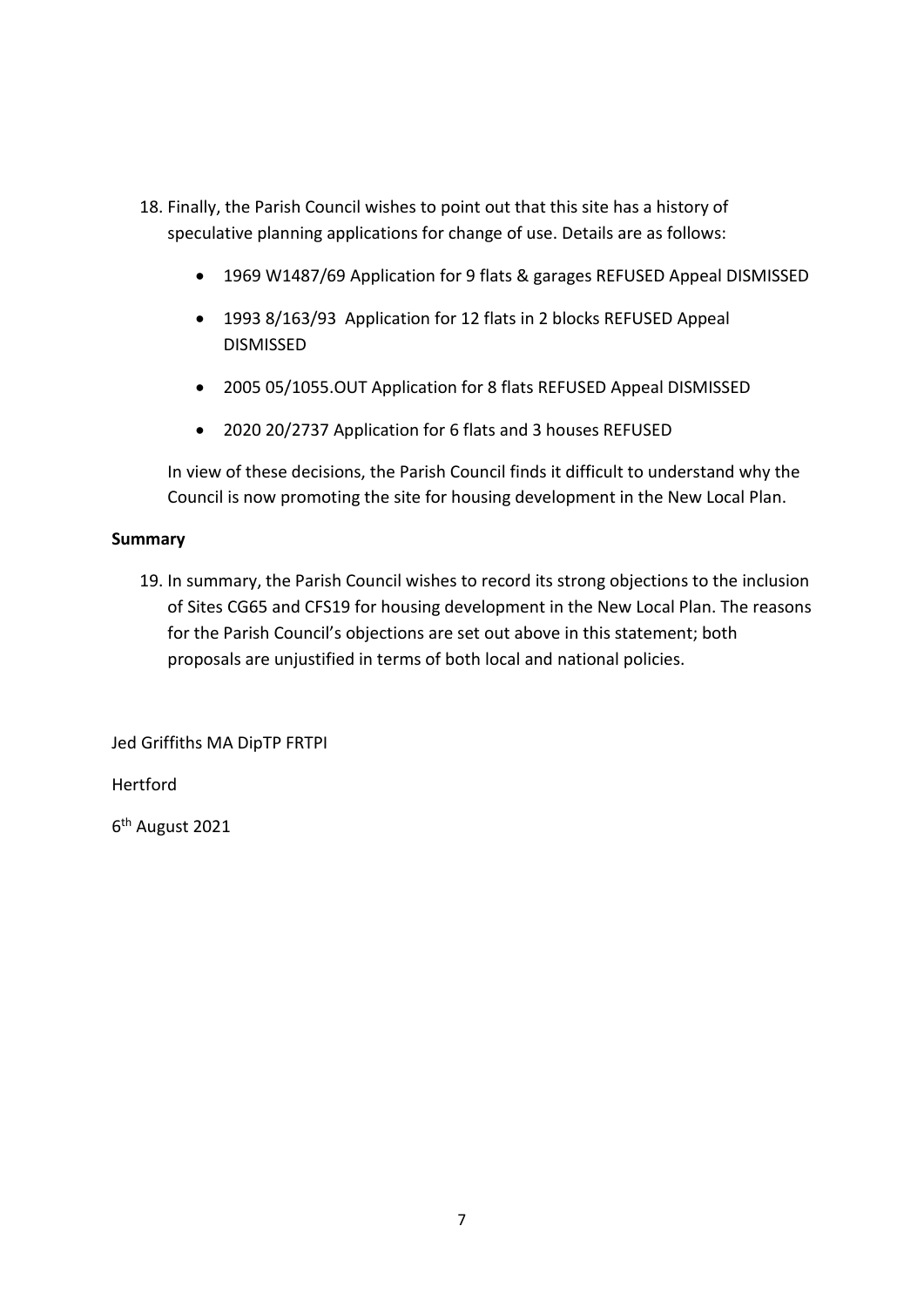18. Finally, the Parish Council wishes to point out that this site has a history of speculative planning applications for change of use. Details are as follows:

    - 1969 W1487/69 Application for 9 flats & garages REFUSED Appeal DISMISSED
    - 1993 8/163/93 Application for 12 flats in 2 blocks REFUSED Appeal DISMISSED
    - 2005 05/1055.OUT Application for 8 flats REFUSED Appeal DISMISSED
    - 2020 20/2737 Application for 6 flats and 3 houses REFUSED

    In view of these decisions, the Parish Council finds it difficult to understand why the Council is now promoting the site for housing development in the New Local Plan.

**Summary**

19. In summary, the Parish Council wishes to record its strong objections to the inclusion of Sites CG65 and CFS19 for housing development in the New Local Plan. The reasons for the Parish Council's objections are set out above in this statement; both proposals are unjustified in terms of both local and national policies.

Jed Griffiths MA DipTP FRTPI

Hertford

6th August 2021